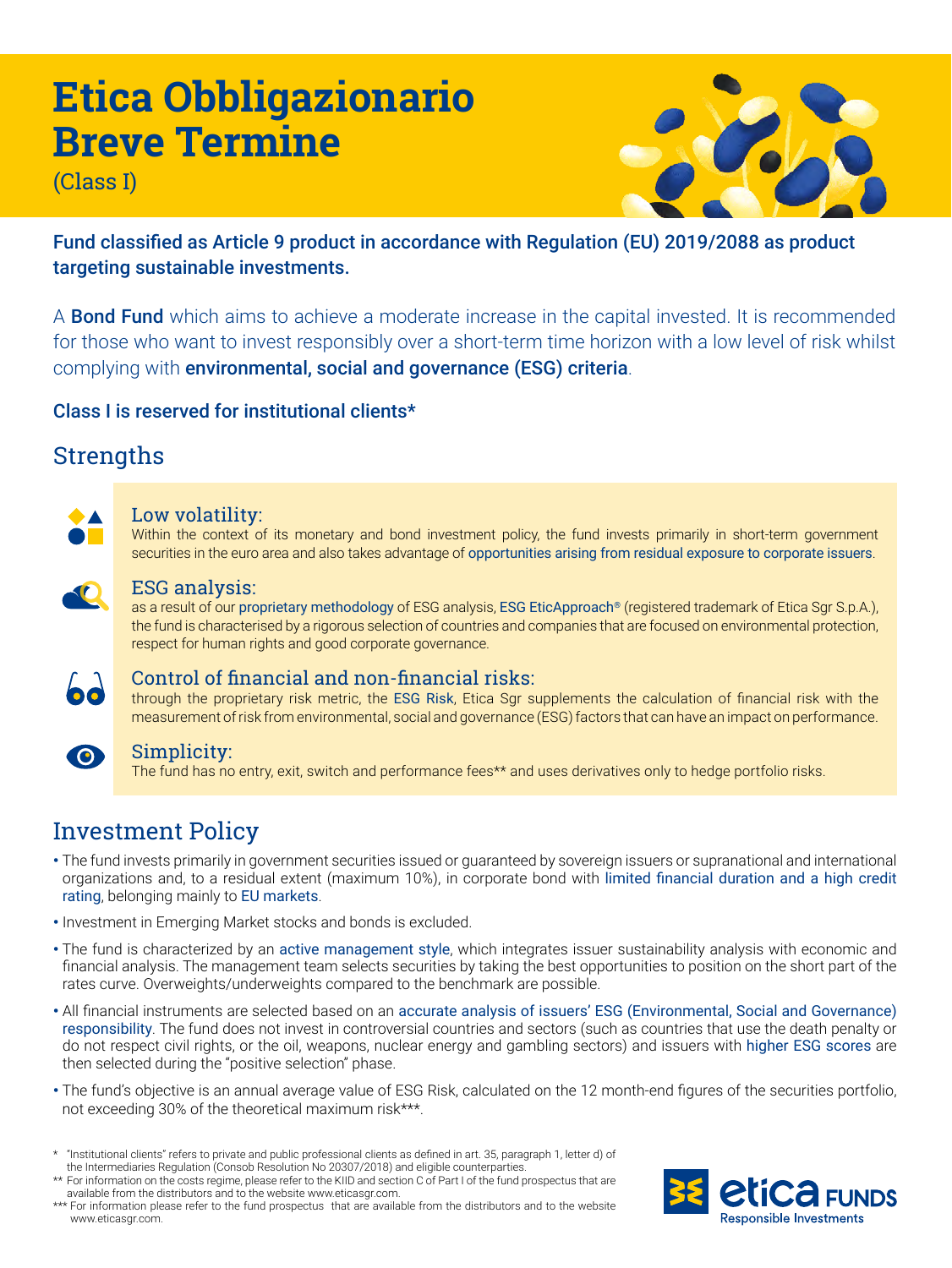# Etica Obbligazionario Breve Termine

(Class I)

**Fund classified as Article 9 product in accordance with Regulation (EU) 2019/2088 as product targeting sustainable investments.**

A **Bond Fund** which aims to achieve a moderate increase in the capital invested. It is recommended for those who want to invest responsibly over a short-term time horizon with a low level of risk whilst complying with **environmental, social and governance (ESG) criteria**.

**Class I is reserved for institutional clients***

## Strengths

### Low volatility:

Within the context of its monetary and bond investment policy, the fund invests primarily in short-term government securities in the euro area and also takes advantage of opportunities arising from residual exposure to corporate issuers.

### ESG analysis:

as a result of our proprietary methodology of ESG analysis, ESG EticApproach® (registered trademark of Etica Sgr S.p.A.), the fund is characterised by a rigorous selection of countries and companies that are focused on environmental protection, respect for human rights and good corporate governance.

### Control of financial and non-financial risks:

through the proprietary risk metric, the ESG Risk, Etica Sgr supplements the calculation of financial risk with the measurement of risk from environmental, social and governance (ESG) factors that can have an impact on performance.

### Simplicity:

The fund has no entry, exit, switch and performance fees** and uses derivatives only to hedge portfolio risks.

## Investment Policy

- The fund invests primarily in government securities issued or guaranteed by sovereign issuers or supranational and international organizations and, to a residual extent (maximum 10%), in corporate bond with limited financial duration and a high credit rating, belonging mainly to EU markets.
- Investment in Emerging Market stocks and bonds is excluded.
- The fund is characterized by an active management style, which integrates issuer sustainability analysis with economic and financial analysis. The management team selects securities by taking the best opportunities to position on the short part of the rates curve. Overweights/underweights compared to the benchmark are possible.
- All financial instruments are selected based on an accurate analysis of issuers' ESG (Environmental, Social and Governance) responsibility. The fund does not invest in controversial countries and sectors (such as countries that use the death penalty or do not respect civil rights, or the oil, weapons, nuclear energy and gambling sectors) and issuers with higher ESG scores are then selected during the "positive selection" phase.
- The fund's objective is an annual average value of ESG Risk, calculated on the 12 month-end figures of the securities portfolio, not exceeding 30% of the theoretical maximum risk***.

\* "Institutional clients" refers to private and public professional clients as defined in art. 35, paragraph 1, letter d) of the Intermediaries Regulation (Consob Resolution No 20307/2018) and eligible counterparties.

** For information on the costs regime, please refer to the KIID and section C of Part I of the fund prospectus that are available from the distributors and to the website www.eticasgr.com.

*** For information please refer to the fund prospectus that are available from the distributors and to the website www.eticasgr.com.

etica FUNDS
Responsible Investments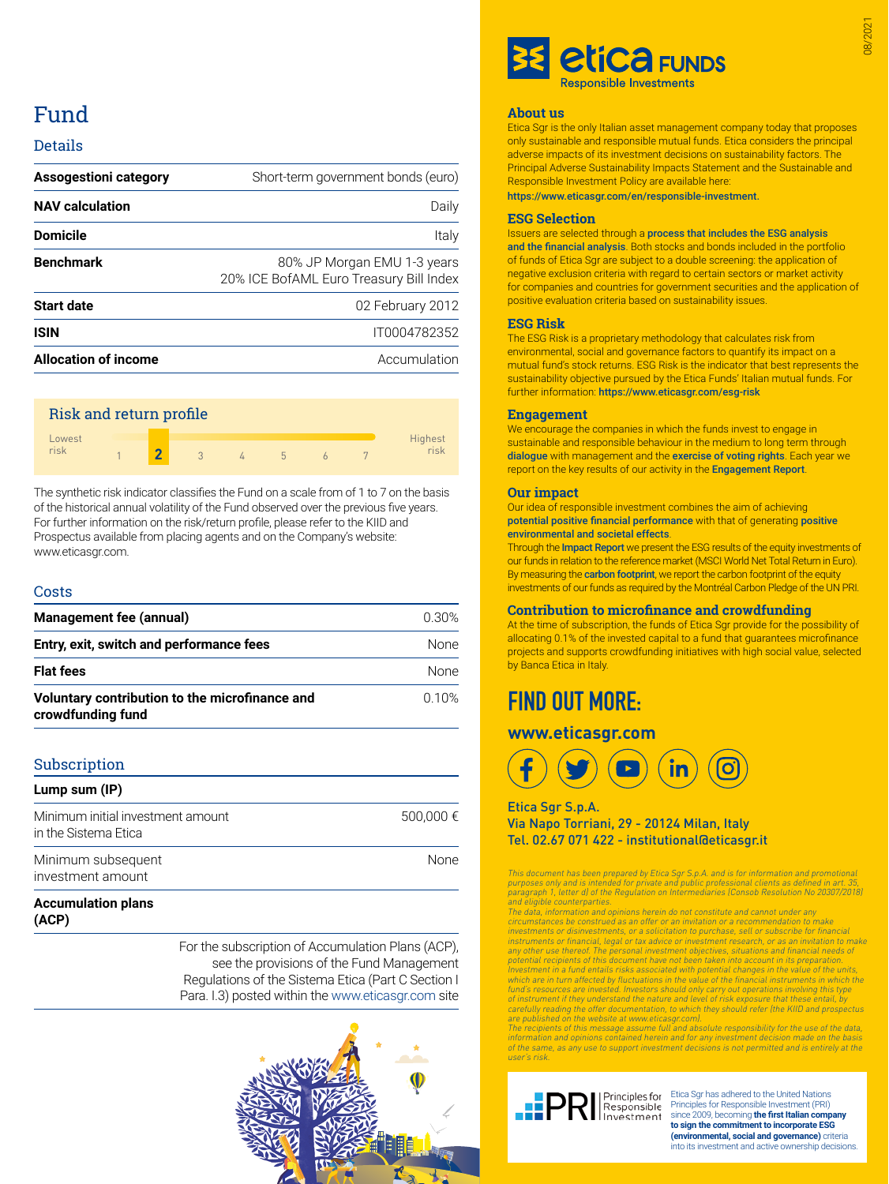# Fund

## Details

| | |
|---|---|
| **Assogestioni category** | Short-term government bonds (euro) |
| **NAV calculation** | Daily |
| **Domicile** | Italy |
| **Benchmark** | 80% JP Morgan EMU 1-3 years<br>20% ICE BofAML Euro Treasury Bill Index |
| **Start date** | 02 February 2012 |
| **ISIN** | IT0004782352 |
| **Allocation of income** | Accumulation |

## Risk and return profile

Lowest risk 1 **2** 3 4 5 6 7 Highest risk

The synthetic risk indicator classifies the Fund on a scale from of 1 to 7 on the basis of the historical annual volatility of the Fund observed over the previous five years. For further information on the risk/return profile, please refer to the KIID and Prospectus available from placing agents and on the Company's website: www.eticasgr.com.

## Costs

| | |
|---|---|
| **Management fee (annual)** | 0.30% |
| **Entry, exit, switch and performance fees** | None |
| **Flat fees** | None |
| **Voluntary contribution to the microfinance and crowdfunding fund** | 0.10% |

## Subscription

| **Lump sum (IP)** | |
|---|---|
| Minimum initial investment amount in the Sistema Etica | 500,000 € |
| Minimum subsequent investment amount | None |
| **Accumulation plans (ACP)** | |

For the subscription of Accumulation Plans (ACP), see the provisions of the Fund Management Regulations of the Sistema Etica (Part C Section I Para. I.3) posted within the www.eticasgr.com site

etica FUNDS
Responsible Investments

### About us

Etica Sgr is the only Italian asset management company today that proposes only sustainable and responsible mutual funds. Etica considers the principal adverse impacts of its investment decisions on sustainability factors. The Principal Adverse Sustainability Impacts Statement and the Sustainable and Responsible Investment Policy are available here:
**https://www.eticasgr.com/en/responsible-investment.**

### ESG Selection

Issuers are selected through a **process that includes the ESG analysis and the financial analysis**. Both stocks and bonds included in the portfolio of funds of Etica Sgr are subject to a double screening: the application of negative exclusion criteria with regard to certain sectors or market activity for companies and countries for government securities and the application of positive evaluation criteria based on sustainability issues.

### ESG Risk

The ESG Risk is a proprietary methodology that calculates risk from environmental, social and governance factors to quantify its impact on a mutual fund's stock returns. ESG Risk is the indicator that best represents the sustainability objective pursued by the Etica Funds' Italian mutual funds. For further information: **https://www.eticasgr.com/esg-risk**

### Engagement

We encourage the companies in which the funds invest to engage in sustainable and responsible behaviour in the medium to long term through **dialogue** with management and the **exercise of voting rights**. Each year we report on the key results of our activity in the **Engagement Report**.

### Our impact

Our idea of responsible investment combines the aim of achieving **potential positive financial performance** with that of generating **positive environmental and societal effects**.
Through the **Impact Report** we present the ESG results of the equity investments of our funds in relation to the reference market (MSCI World Net Total Return in Euro). By measuring the **carbon footprint**, we report the carbon footprint of the equity investments of our funds as required by the Montréal Carbon Pledge of the UN PRI.

### Contribution to microfinance and crowdfunding

At the time of subscription, the funds of Etica Sgr provide for the possibility of allocating 0.1% of the invested capital to a fund that guarantees microfinance projects and supports crowdfunding initiatives with high social value, selected by Banca Etica in Italy.

## FIND OUT MORE:

**www.eticasgr.com**

Etica Sgr S.p.A.
Via Napo Torriani, 29 - 20124 Milan, Italy
Tel. 02.67 071 422 - institutional@eticasgr.it

*This document has been prepared by Etica Sgr S.p.A. and is for information and promotional purposes only and is intended for private and public professional clients as defined in art. 35, paragraph 1, letter d) of the Regulation on Intermediaries (Consob Resolution No 20307/2018) and eligible counterparties.*
*The data, information and opinions herein do not constitute and cannot under any circumstances be construed as an offer or an invitation or a recommendation to make investments or disinvestments, or a solicitation to purchase, sell or subscribe for financial instruments or financial, legal or tax advice or investment research, or as an invitation to make any other use thereof. The personal investment objectives, situations and financial needs of potential recipients of this document have not been taken into account in its preparation. Investment in a fund entails risks associated with potential changes in the value of the units, which are in turn affected by fluctuations in the value of the financial instruments in which the fund's resources are invested. Investors should only carry out operations involving this type of instrument if they understand the nature and level of risk exposure that these entail, by carefully reading the offer documentation, to which they should refer (the KIID and prospectus are published on the website at www.eticasgr.com).*
*The recipients of this message assume full and absolute responsibility for the use of the data, information and opinions contained herein and for any investment decision made on the basis of the same, as any use to support investment decisions is not permitted and is entirely at the user's risk.*

PRI Principles for Responsible Investment

Etica Sgr has adhered to the United Nations Principles for Responsible Investment (PRI) since 2009, becoming **the first Italian company to sign the commitment to incorporate ESG (environmental, social and governance)** criteria into its investment and active ownership decisions.